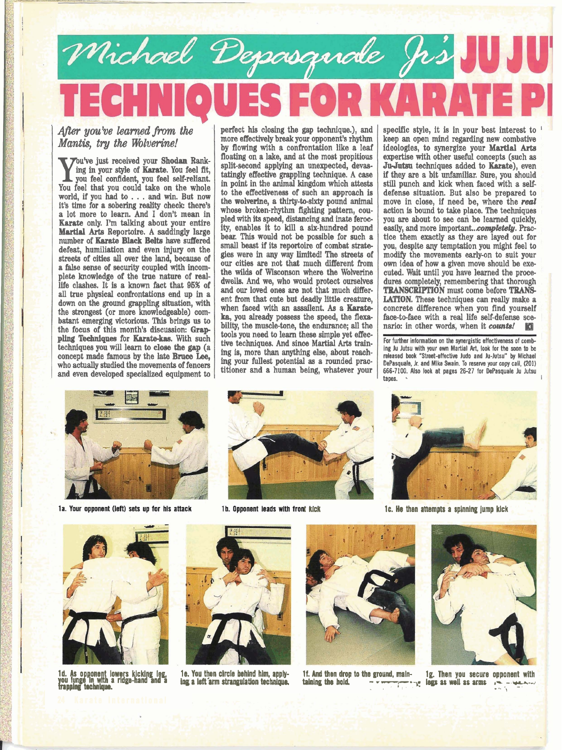# Michael Depasquale Jr's JU JU TECHNIQUES FOR KARATE P

*After you've learned from the Mantis, try the Wolverine!*

You've just received your **Shodan** Ranking in your style of **Karate**. You feel fit, you feel confident, you feel self-reliant. You feel that you could take on the whole world, if you had to . . . and win. But now it's time for a sobering reality check: there's a lot more to learn. And I don't mean in **Karate** only. I'm talking about your entire **Martial Arts** Reportoire. A saddingly large number of **Karate Black Belts** have suffered defeat, humiliation and even injury on the streets of cities all over the land, because of a false sense of security coupled with incomplete knowledge of the true nature of real-life clashes. It is a known fact that 95% of all true physical confrontations end up in a down on the ground grappling situation, with the strongest (or more knowledgeable) combatant emerging victorious. This brings us to the focus of this month's discussion: **Grappling Techniques** for **Karate-kas**. With such techniques you will learn to **close the gap** (a concept made famous by the late **Bruce Lee**, who actually studied the movements of fencers and even developed specialized equipment to perfect his closing the gap technique.), and more effectively break your opponent's rhythm by flowing with a confrontation like a leaf floating on a lake, and at the most propitious split-second applying an unexpected, devastatingly effective grappling technique. A case in point in the animal kingdom which attests to the effectiveness of such an approach is the **wolverine**, a thirty-to-sixty pound animal whose broken-rhythm fighting pattern, coupled with its speed, distancing and inate ferocity, enables it to kill a six-hundred pound bear. This would not be possible for such a small beast if its reportoire of combat strategies were in any way limited! The streets of our cities are not that much different from the wilds of Wisconson where the Wolverine dwells. And we, who would protect ourselves and our loved ones are not that much different from that cute but deadly little creature, when faced with an assailent. As a **Karate-ka**, you already possess the speed, the flexability, the muscle-tone, the endurance; all the tools you need to learn these simple yet effective techniques. And since Martial Arts training is, more than anything else, about reaching your fullest potential as a rounded practitioner and a human being, whatever your specific style, it is in your best interest to keep an open mind regarding new combative ideologies, to synergize your **Martial Arts** expertise with other useful concepts (such as **Ju-Jutsu** techniques added to **Karate**), even if they are a bit unfamiliar. Sure, you should still punch and kick when faced with a self-defense situation. But also be prepared to move in close, if need be, where the ***real*** action is bound to take place. The techniques you are about to see can be learned quickly, easily, and more important...*completely*. Practice them exactly as they are layed out for you, despite any temptation you might feel to modify the movements early-on to suit your own idea of how a given move should be executed. Wait until you have learned the procedures completely, remembering that thorough **TRANSCRIPTION** must come before **TRANSLATION**. These techniques can really make a concrete difference when you find yourself face-to-face with a real life self-defense scenario: in other words, when it ***counts!***

For further information on the synergistic effectiveness of combing Ju Jutsu with your own Martial Art, look for the soon to be released book "Street-effective Judo and Ju-Jutsu" by Michael DePasquale, Jr. and Mike Swain. To reserve your copy call, (201) 666-7100. Also look at pages 26-27 for DePasquale Ju Jutsu tapes.

1a. Your opponent (left) sets up for his attack

1b. Opponent leads with front kick

1c. He then attempts a spinning jump kick

1d. As opponent lowers kicking leg, you lunge in with a ridge-hand and a trapping technique.

1e. You then circle behind him, applying a left arm strangulation technique.

1f. And then drop to the ground, maintaining the hold.

1g. Then you secure opponent with legs as well as arms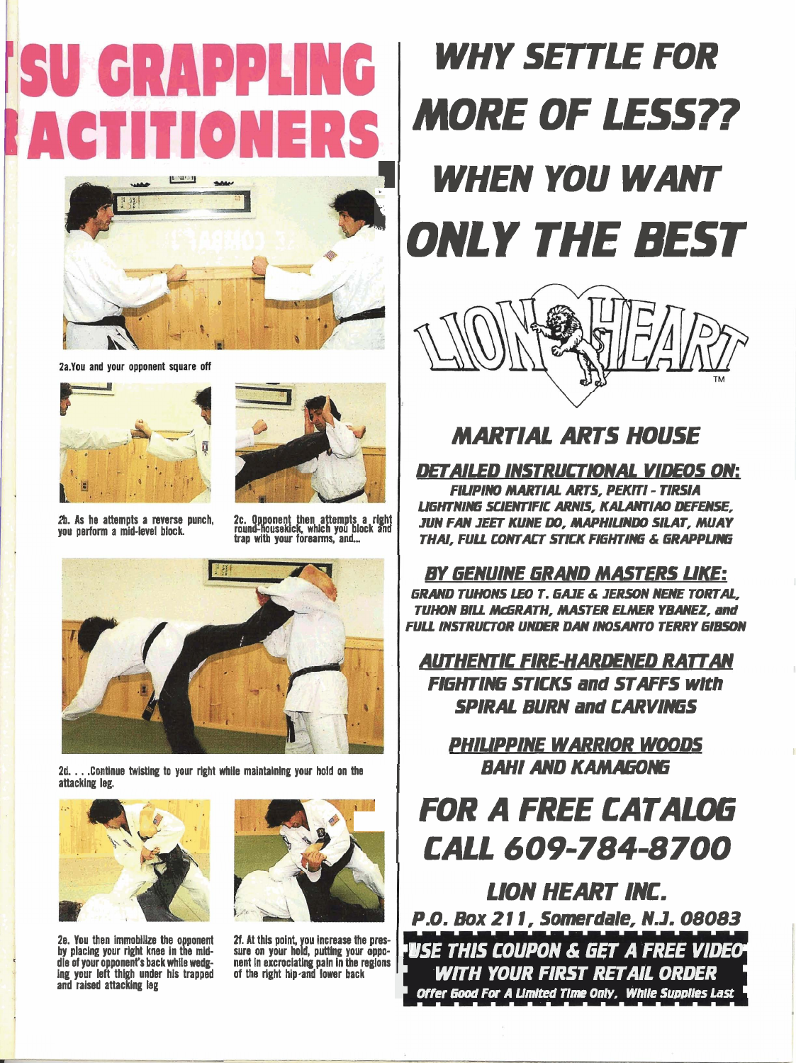# SU GRAPPLING ACTITIONERS

2a.You and your opponent square off

2b. As he attempts a reverse punch, you perform a mid-level block.

2c. Opponent then attempts a right round-housekick, which you block and trap with your forearms, and...

2d. . . .Continue twisting to your right while maintaining your hold on the attacking leg.

2e. You then immobilize the opponent by placing your right knee in the middle of your opponent's back while wedging your left thigh under his trapped and raised attacking leg

2f. At this point, you increase the pressure on your hold, putting your opponent in excrociating pain in the regions of the right hip and lower back

# WHY SETTLE FOR MORE OF LESS?? WHEN YOU WANT ONLY THE BEST

LION HEART™

## MARTIAL ARTS HOUSE

**DETAILED INSTRUCTIONAL VIDEOS ON:**

FILIPINO MARTIAL ARTS, PEKITI - TIRSIA LIGHTNING SCIENTIFIC ARNIS, KALANTIAO DEFENSE, JUN FAN JEET KUNE DO, MAPHILINDO SILAT, MUAY THAI, FULL CONTACT STICK FIGHTING & GRAPPLING

**BY GENUINE GRAND MASTERS LIKE:**

GRAND TUHONS LEO T. GAJE & JERSON NENE TORTAL, TUHON BILL McGRATH, MASTER ELMER YBANEZ, and FULL INSTRUCTOR UNDER DAN INOSANTO TERRY GIBSON

**AUTHENTIC FIRE-HARDENED RATTAN**
FIGHTING STICKS and STAFFS with SPIRAL BURN and CARVINGS

**PHILIPPINE WARRIOR WOODS**
BAHI AND KAMAGONG

## FOR A FREE CATALOG CALL 609-784-8700

LION HEART INC.
P.O. Box 211, Somerdale, N.J. 08083

USE THIS COUPON & GET A FREE VIDEO WITH YOUR FIRST RETAIL ORDER

Offer Good For A Limited Time Only, While Supplies Last